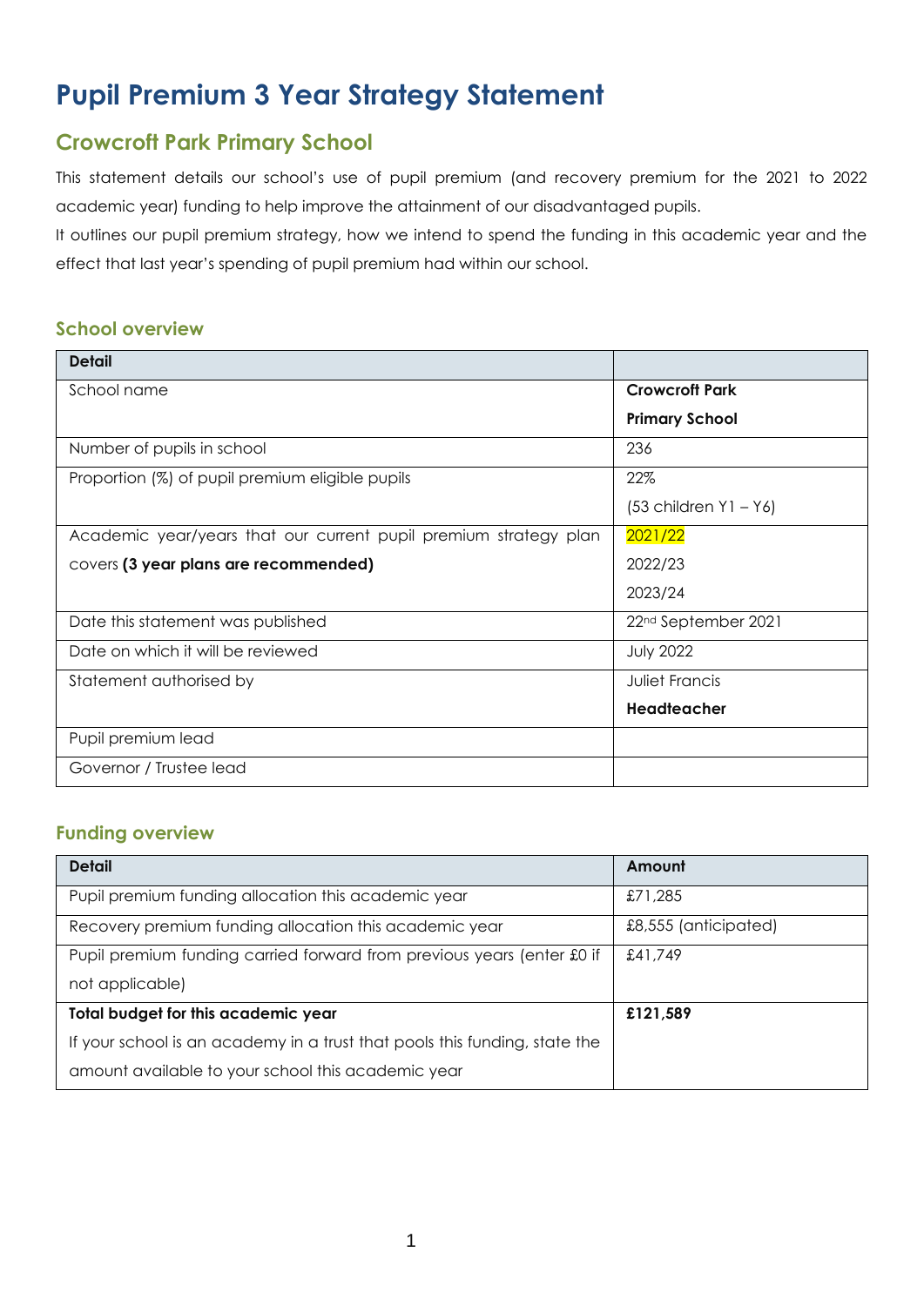# Pupil Premium 3 Year Strategy Statement

## Crowcroft Park Primary School

This statement details our school's use of pupil premium (and recovery premium for the 2021 to 2022 academic year) funding to help improve the attainment of our disadvantaged pupils.

It outlines our pupil premium strategy, how we intend to spend the funding in this academic year and the effect that last year's spending of pupil premium had within our school.

### School overview

| Detail | |
|---|---|
| School name | **Crowcroft Park Primary School** |
| Number of pupils in school | 236 |
| Proportion (%) of pupil premium eligible pupils | 22%<br>(53 children Y1 – Y6) |
| Academic year/years that our current pupil premium strategy plan covers **(3 year plans are recommended)** | 2021/22<br>2022/23<br>2023/24 |
| Date this statement was published | 22nd September 2021 |
| Date on which it will be reviewed | July 2022 |
| Statement authorised by | Juliet Francis<br>**Headteacher** |
| Pupil premium lead | |
| Governor / Trustee lead | |

### Funding overview

| Detail | Amount |
|---|---|
| Pupil premium funding allocation this academic year | £71,285 |
| Recovery premium funding allocation this academic year | £8,555 (anticipated) |
| Pupil premium funding carried forward from previous years (enter £0 if not applicable) | £41,749 |
| **Total budget for this academic year**<br>If your school is an academy in a trust that pools this funding, state the amount available to your school this academic year | **£121,589** |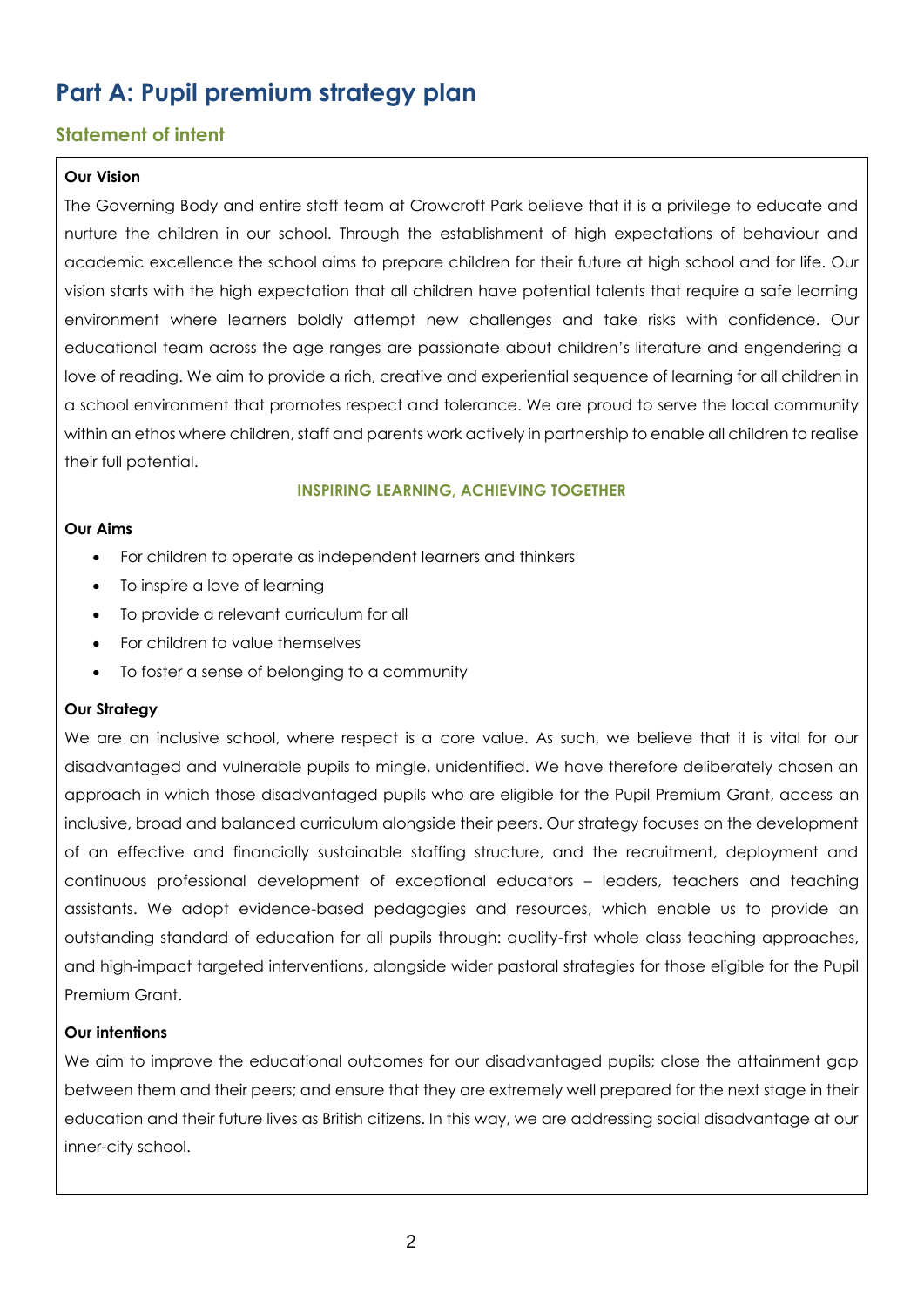# Part A: Pupil premium strategy plan

## Statement of intent

**Our Vision**

The Governing Body and entire staff team at Crowcroft Park believe that it is a privilege to educate and nurture the children in our school. Through the establishment of high expectations of behaviour and academic excellence the school aims to prepare children for their future at high school and for life. Our vision starts with the high expectation that all children have potential talents that require a safe learning environment where learners boldly attempt new challenges and take risks with confidence. Our educational team across the age ranges are passionate about children's literature and engendering a love of reading. We aim to provide a rich, creative and experiential sequence of learning for all children in a school environment that promotes respect and tolerance. We are proud to serve the local community within an ethos where children, staff and parents work actively in partnership to enable all children to realise their full potential.

**INSPIRING LEARNING, ACHIEVING TOGETHER**

**Our Aims**

- For children to operate as independent learners and thinkers
- To inspire a love of learning
- To provide a relevant curriculum for all
- For children to value themselves
- To foster a sense of belonging to a community

**Our Strategy**

We are an inclusive school, where respect is a core value. As such, we believe that it is vital for our disadvantaged and vulnerable pupils to mingle, unidentified. We have therefore deliberately chosen an approach in which those disadvantaged pupils who are eligible for the Pupil Premium Grant, access an inclusive, broad and balanced curriculum alongside their peers. Our strategy focuses on the development of an effective and financially sustainable staffing structure, and the recruitment, deployment and continuous professional development of exceptional educators – leaders, teachers and teaching assistants. We adopt evidence-based pedagogies and resources, which enable us to provide an outstanding standard of education for all pupils through: quality-first whole class teaching approaches, and high-impact targeted interventions, alongside wider pastoral strategies for those eligible for the Pupil Premium Grant.

**Our intentions**

We aim to improve the educational outcomes for our disadvantaged pupils; close the attainment gap between them and their peers; and ensure that they are extremely well prepared for the next stage in their education and their future lives as British citizens. In this way, we are addressing social disadvantage at our inner-city school.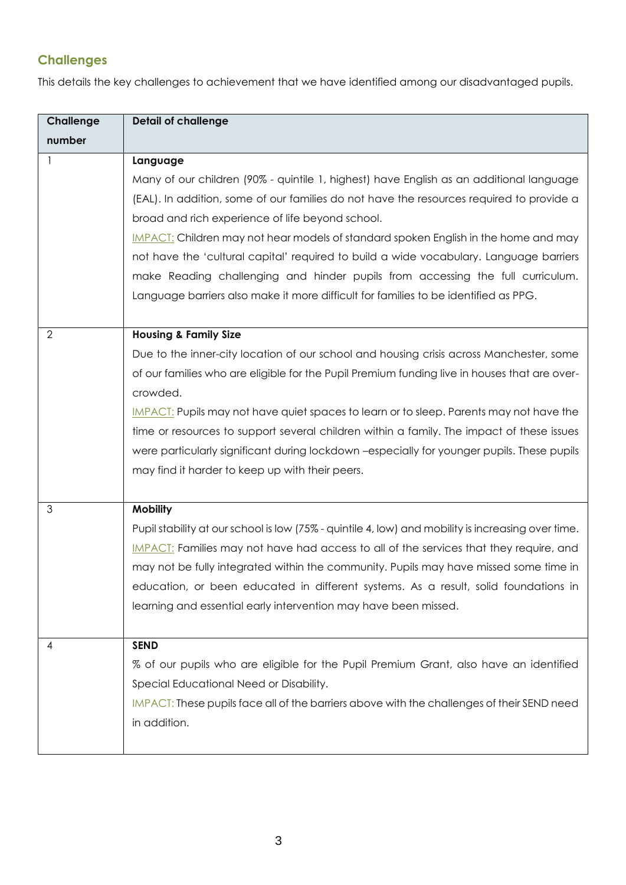## Challenges

This details the key challenges to achievement that we have identified among our disadvantaged pupils.

| Challenge number | Detail of challenge |
|---|---|
| 1 | **Language**<br>Many of our children (90% - quintile 1, highest) have English as an additional language (EAL). In addition, some of our families do not have the resources required to provide a broad and rich experience of life beyond school.<br>IMPACT: Children may not hear models of standard spoken English in the home and may not have the 'cultural capital' required to build a wide vocabulary. Language barriers make Reading challenging and hinder pupils from accessing the full curriculum. Language barriers also make it more difficult for families to be identified as PPG. |
| 2 | **Housing & Family Size**<br>Due to the inner-city location of our school and housing crisis across Manchester, some of our families who are eligible for the Pupil Premium funding live in houses that are over-crowded.<br>IMPACT: Pupils may not have quiet spaces to learn or to sleep. Parents may not have the time or resources to support several children within a family. The impact of these issues were particularly significant during lockdown –especially for younger pupils. These pupils may find it harder to keep up with their peers. |
| 3 | **Mobility**<br>Pupil stability at our school is low (75% - quintile 4, low) and mobility is increasing over time.<br>IMPACT: Families may not have had access to all of the services that they require, and may not be fully integrated within the community. Pupils may have missed some time in education, or been educated in different systems. As a result, solid foundations in learning and essential early intervention may have been missed. |
| 4 | **SEND**<br>% of our pupils who are eligible for the Pupil Premium Grant, also have an identified Special Educational Need or Disability.<br>IMPACT: These pupils face all of the barriers above with the challenges of their SEND need in addition. |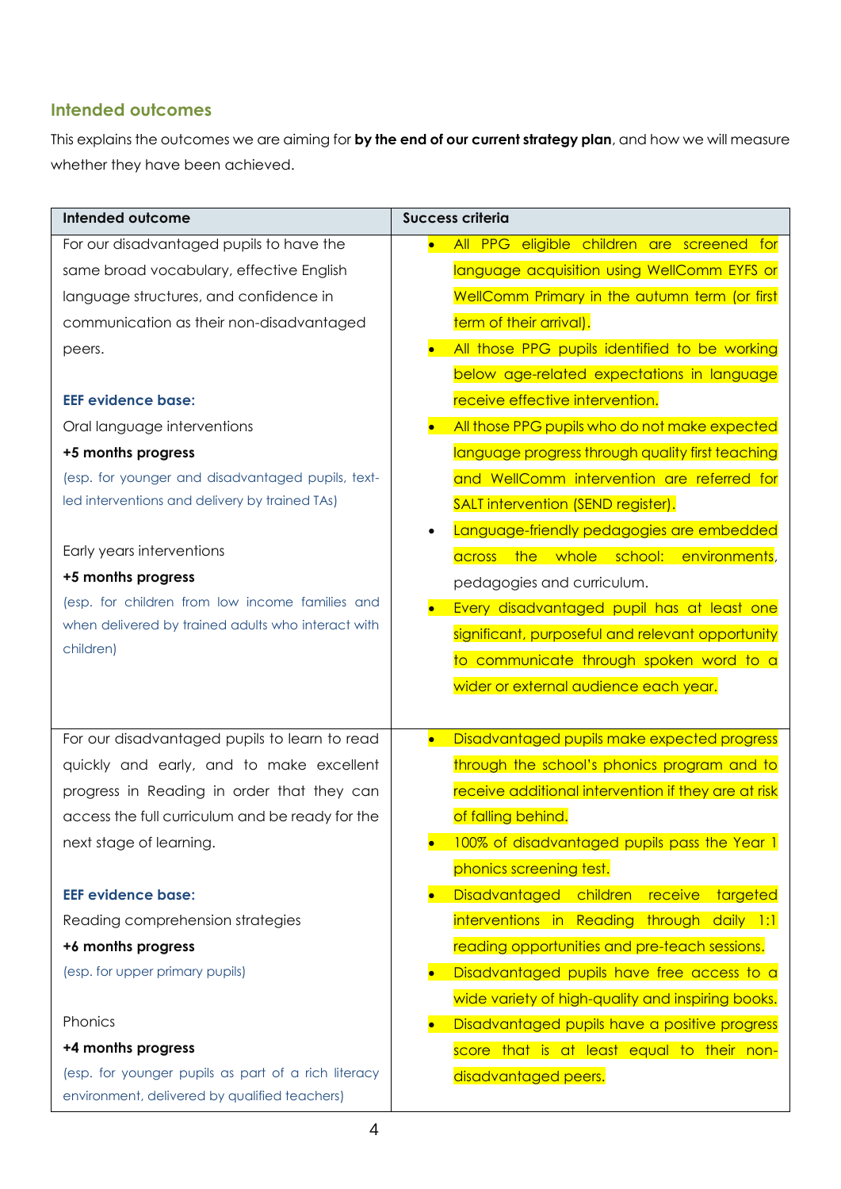## Intended outcomes

This explains the outcomes we are aiming for **by the end of our current strategy plan**, and how we will measure whether they have been achieved.

| Intended outcome | Success criteria |
|---|---|
| For our disadvantaged pupils to have the same broad vocabulary, effective English language structures, and confidence in communication as their non-disadvantaged peers.<br><br>**EEF evidence base:**<br>Oral language interventions<br>**+5 months progress**<br>(esp. for younger and disadvantaged pupils, text-led interventions and delivery by trained TAs)<br><br>Early years interventions<br>**+5 months progress**<br>(esp. for children from low income families and when delivered by trained adults who interact with children) | • All PPG eligible children are screened for language acquisition using WellComm EYFS or WellComm Primary in the autumn term (or first term of their arrival).<br>• All those PPG pupils identified to be working below age-related expectations in language receive effective intervention.<br>• All those PPG pupils who do not make expected language progress through quality first teaching and WellComm intervention are referred for SALT intervention (SEND register).<br>• Language-friendly pedagogies are embedded across the whole school: environments, pedagogies and curriculum.<br>• Every disadvantaged pupil has at least one significant, purposeful and relevant opportunity to communicate through spoken word to a wider or external audience each year. |
| For our disadvantaged pupils to learn to read quickly and early, and to make excellent progress in Reading in order that they can access the full curriculum and be ready for the next stage of learning.<br><br>**EEF evidence base:**<br>Reading comprehension strategies<br>**+6 months progress**<br>(esp. for upper primary pupils)<br><br>Phonics<br>**+4 months progress**<br>(esp. for younger pupils as part of a rich literacy environment, delivered by qualified teachers) | • Disadvantaged pupils make expected progress through the school's phonics program and to receive additional intervention if they are at risk of falling behind.<br>• 100% of disadvantaged pupils pass the Year 1 phonics screening test.<br>• Disadvantaged children receive targeted interventions in Reading through daily 1:1 reading opportunities and pre-teach sessions.<br>• Disadvantaged pupils have free access to a wide variety of high-quality and inspiring books.<br>• Disadvantaged pupils have a positive progress score that is at least equal to their non-disadvantaged peers. |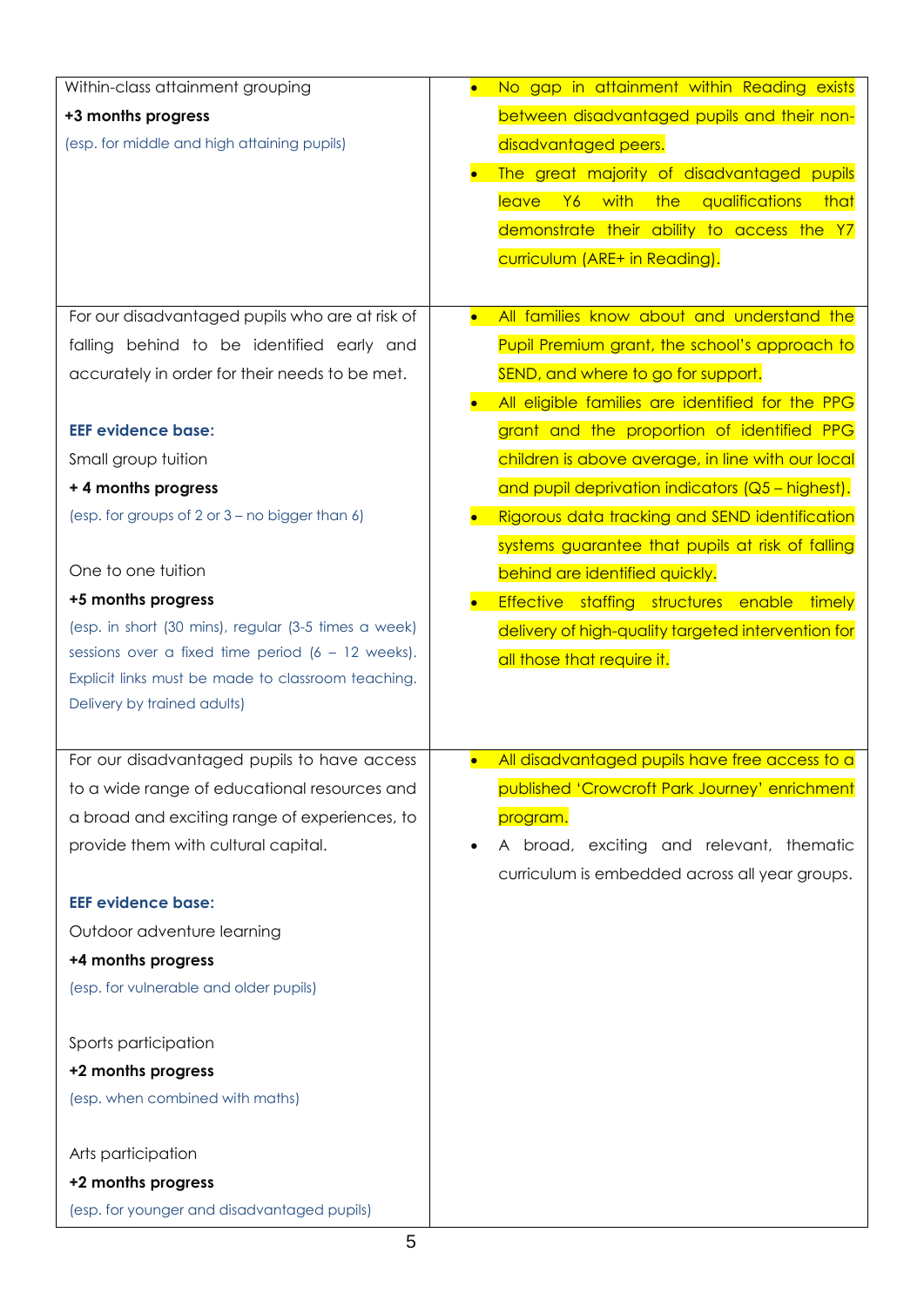| | |
|---|---|
| Within-class attainment grouping<br>**+3 months progress**<br>(esp. for middle and high attaining pupils) | • No gap in attainment within Reading exists between disadvantaged pupils and their non-disadvantaged peers.<br>• The great majority of disadvantaged pupils leave Y6 with the qualifications that demonstrate their ability to access the Y7 curriculum (ARE+ in Reading). |
| For our disadvantaged pupils who are at risk of falling behind to be identified early and accurately in order for their needs to be met.<br><br>**EEF evidence base:**<br>Small group tuition<br>**+ 4 months progress**<br>(esp. for groups of 2 or 3 – no bigger than 6)<br><br>One to one tuition<br>**+5 months progress**<br>(esp. in short (30 mins), regular (3-5 times a week) sessions over a fixed time period (6 – 12 weeks). Explicit links must be made to classroom teaching. Delivery by trained adults) | • All families know about and understand the Pupil Premium grant, the school's approach to SEND, and where to go for support.<br>• All eligible families are identified for the PPG grant and the proportion of identified PPG children is above average, in line with our local and pupil deprivation indicators (Q5 – highest).<br>• Rigorous data tracking and SEND identification systems guarantee that pupils at risk of falling behind are identified quickly.<br>• Effective staffing structures enable timely delivery of high-quality targeted intervention for all those that require it. |
| For our disadvantaged pupils to have access to a wide range of educational resources and a broad and exciting range of experiences, to provide them with cultural capital.<br><br>**EEF evidence base:**<br>Outdoor adventure learning<br>**+4 months progress**<br>(esp. for vulnerable and older pupils)<br><br>Sports participation<br>**+2 months progress**<br>(esp. when combined with maths)<br><br>Arts participation<br>**+2 months progress**<br>(esp. for younger and disadvantaged pupils) | • All disadvantaged pupils have free access to a published 'Crowcroft Park Journey' enrichment program.<br>• A broad, exciting and relevant, thematic curriculum is embedded across all year groups. |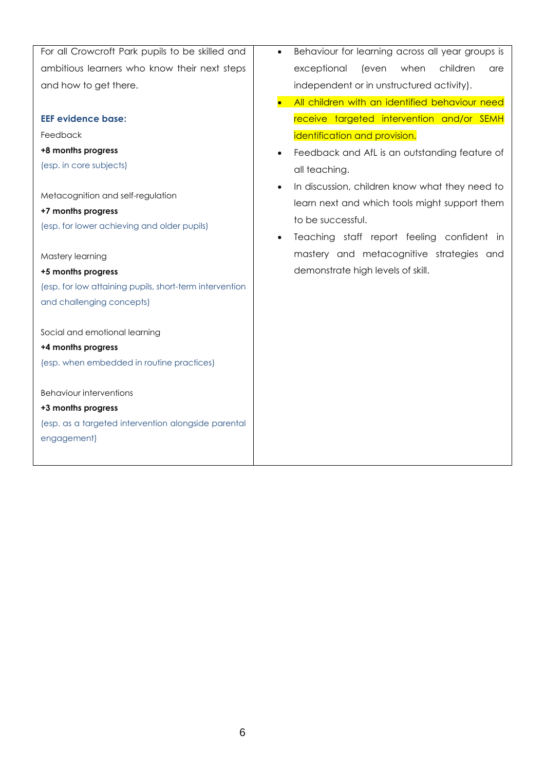| | |
|---|---|
| For all Crowcroft Park pupils to be skilled and ambitious learners who know their next steps and how to get there.<br><br>**EEF evidence base:**<br>Feedback<br>**+8 months progress**<br>(esp. in core subjects)<br><br>Metacognition and self-regulation<br>**+7 months progress**<br>(esp. for lower achieving and older pupils)<br><br>Mastery learning<br>**+5 months progress**<br>(esp. for low attaining pupils, short-term intervention and challenging concepts)<br><br>Social and emotional learning<br>**+4 months progress**<br>(esp. when embedded in routine practices)<br><br>Behaviour interventions<br>**+3 months progress**<br>(esp. as a targeted intervention alongside parental engagement) | • Behaviour for learning across all year groups is exceptional (even when children are independent or in unstructured activity).<br>• All children with an identified behaviour need receive targeted intervention and/or SEMH identification and provision.<br>• Feedback and AfL is an outstanding feature of all teaching.<br>• In discussion, children know what they need to learn next and which tools might support them to be successful.<br>• Teaching staff report feeling confident in mastery and metacognitive strategies and demonstrate high levels of skill. |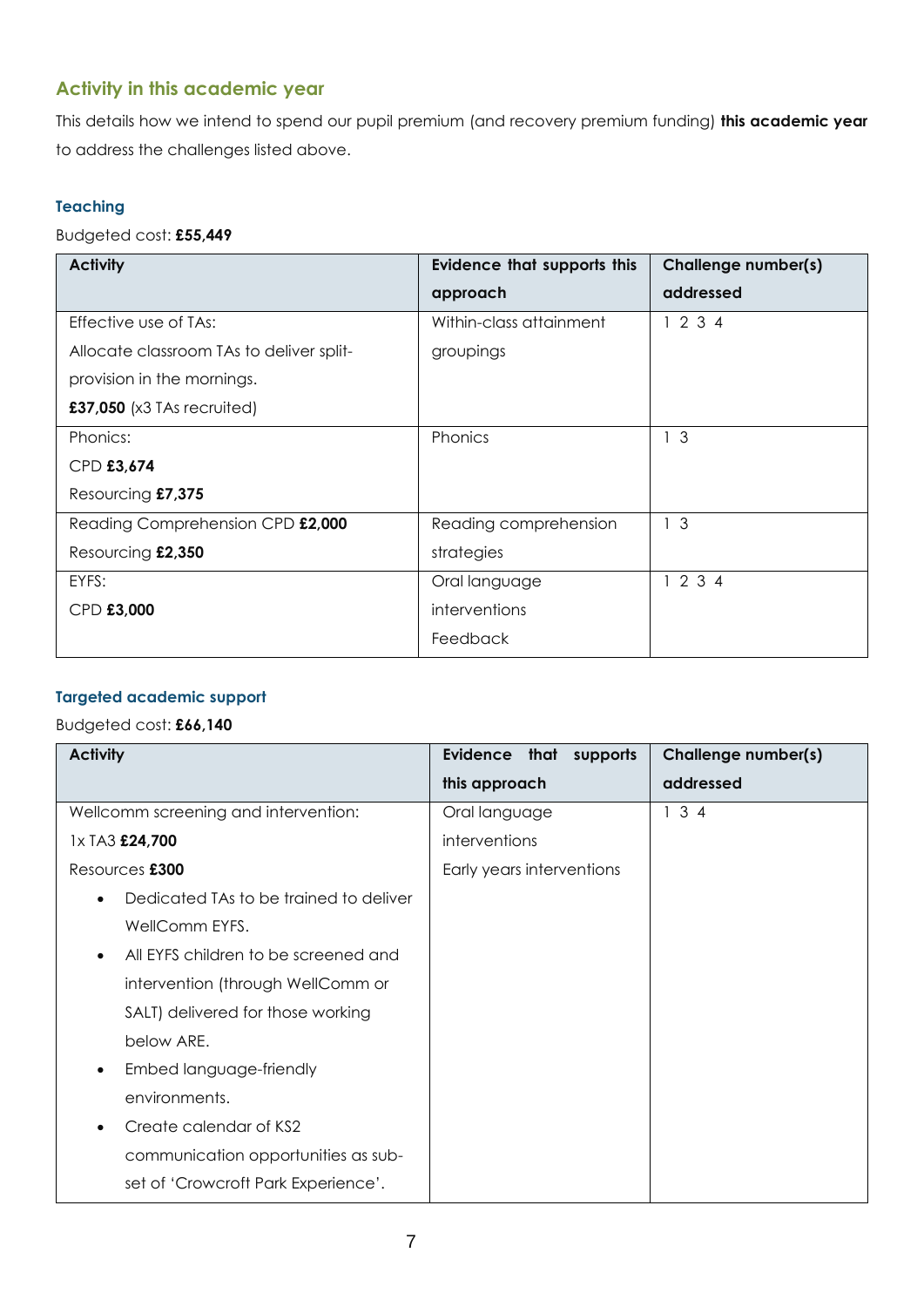## Activity in this academic year

This details how we intend to spend our pupil premium (and recovery premium funding) **this academic year** to address the challenges listed above.

### Teaching

Budgeted cost: **£55,449**

| Activity | Evidence that supports this approach | Challenge number(s) addressed |
|---|---|---|
| Effective use of TAs:<br>Allocate classroom TAs to deliver split-provision in the mornings.<br>**£37,050** (x3 TAs recruited) | Within-class attainment groupings | 1 2 3 4 |
| Phonics:<br>CPD **£3,674**<br>Resourcing **£7,375** | Phonics | 1 3 |
| Reading Comprehension CPD **£2,000**<br>Resourcing **£2,350** | Reading comprehension strategies | 1 3 |
| EYFS:<br>CPD **£3,000** | Oral language interventions<br>Feedback | 1 2 3 4 |

### Targeted academic support

Budgeted cost: **£66,140**

| Activity | Evidence that supports this approach | Challenge number(s) addressed |
|---|---|---|
| Wellcomm screening and intervention:<br>1x TA3 **£24,700**<br>Resources **£300**<br>• Dedicated TAs to be trained to deliver WellComm EYFS.<br>• All EYFS children to be screened and intervention (through WellComm or SALT) delivered for those working below ARE.<br>• Embed language-friendly environments.<br>• Create calendar of KS2 communication opportunities as sub-set of 'Crowcroft Park Experience'. | Oral language interventions<br>Early years interventions | 1 3 4 |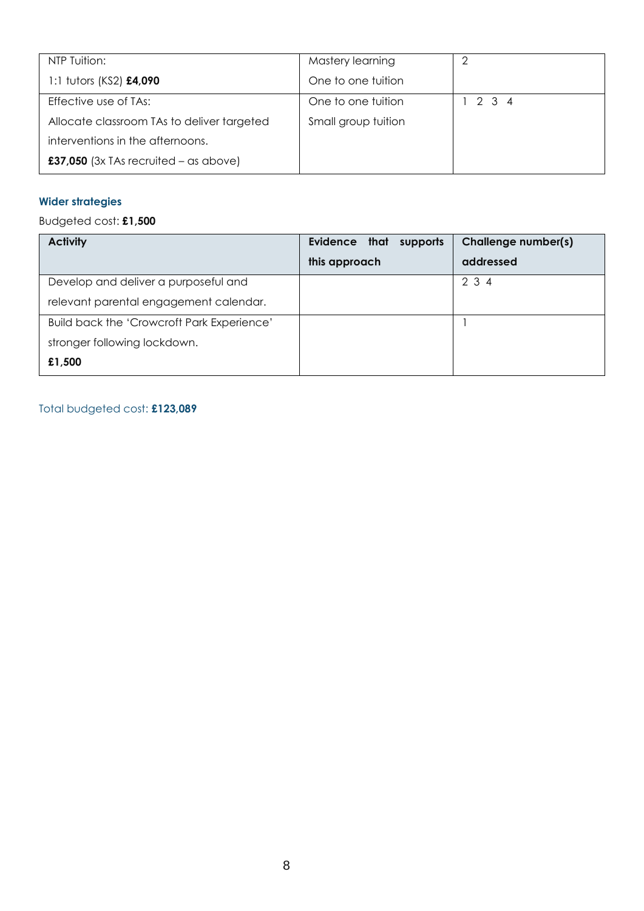| | | |
|---|---|---|
| NTP Tuition:<br>1:1 tutors (KS2) **£4,090** | Mastery learning<br>One to one tuition | 2 |
| Effective use of TAs:<br>Allocate classroom TAs to deliver targeted interventions in the afternoons.<br>**£37,050** (3x TAs recruited – as above) | One to one tuition<br>Small group tuition | 1 2 3 4 |

### Wider strategies

Budgeted cost: **£1,500**

| Activity | Evidence that supports this approach | Challenge number(s) addressed |
|---|---|---|
| Develop and deliver a purposeful and relevant parental engagement calendar. | | 2 3 4 |
| Build back the 'Crowcroft Park Experience' stronger following lockdown.<br>**£1,500** | | 1 |

Total budgeted cost: **£123,089**